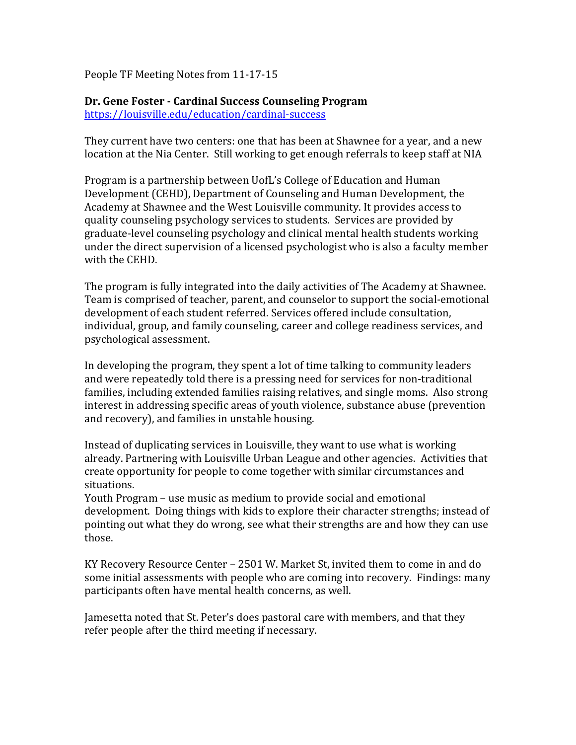People TF Meeting Notes from 11-17-15

**Dr. Gene Foster - Cardinal Success Counseling Program**
https://louisville.edu/education/cardinal-success

They current have two centers: one that has been at Shawnee for a year, and a new location at the Nia Center. Still working to get enough referrals to keep staff at NIA

Program is a partnership between UofL's College of Education and Human Development (CEHD), Department of Counseling and Human Development, the Academy at Shawnee and the West Louisville community. It provides access to quality counseling psychology services to students. Services are provided by graduate-level counseling psychology and clinical mental health students working under the direct supervision of a licensed psychologist who is also a faculty member with the CEHD.

The program is fully integrated into the daily activities of The Academy at Shawnee. Team is comprised of teacher, parent, and counselor to support the social-emotional development of each student referred. Services offered include consultation, individual, group, and family counseling, career and college readiness services, and psychological assessment.

In developing the program, they spent a lot of time talking to community leaders and were repeatedly told there is a pressing need for services for non-traditional families, including extended families raising relatives, and single moms. Also strong interest in addressing specific areas of youth violence, substance abuse (prevention and recovery), and families in unstable housing.

Instead of duplicating services in Louisville, they want to use what is working already. Partnering with Louisville Urban League and other agencies. Activities that create opportunity for people to come together with similar circumstances and situations.
Youth Program – use music as medium to provide social and emotional development. Doing things with kids to explore their character strengths; instead of pointing out what they do wrong, see what their strengths are and how they can use those.

KY Recovery Resource Center – 2501 W. Market St, invited them to come in and do some initial assessments with people who are coming into recovery. Findings: many participants often have mental health concerns, as well.

Jamesetta noted that St. Peter's does pastoral care with members, and that they refer people after the third meeting if necessary.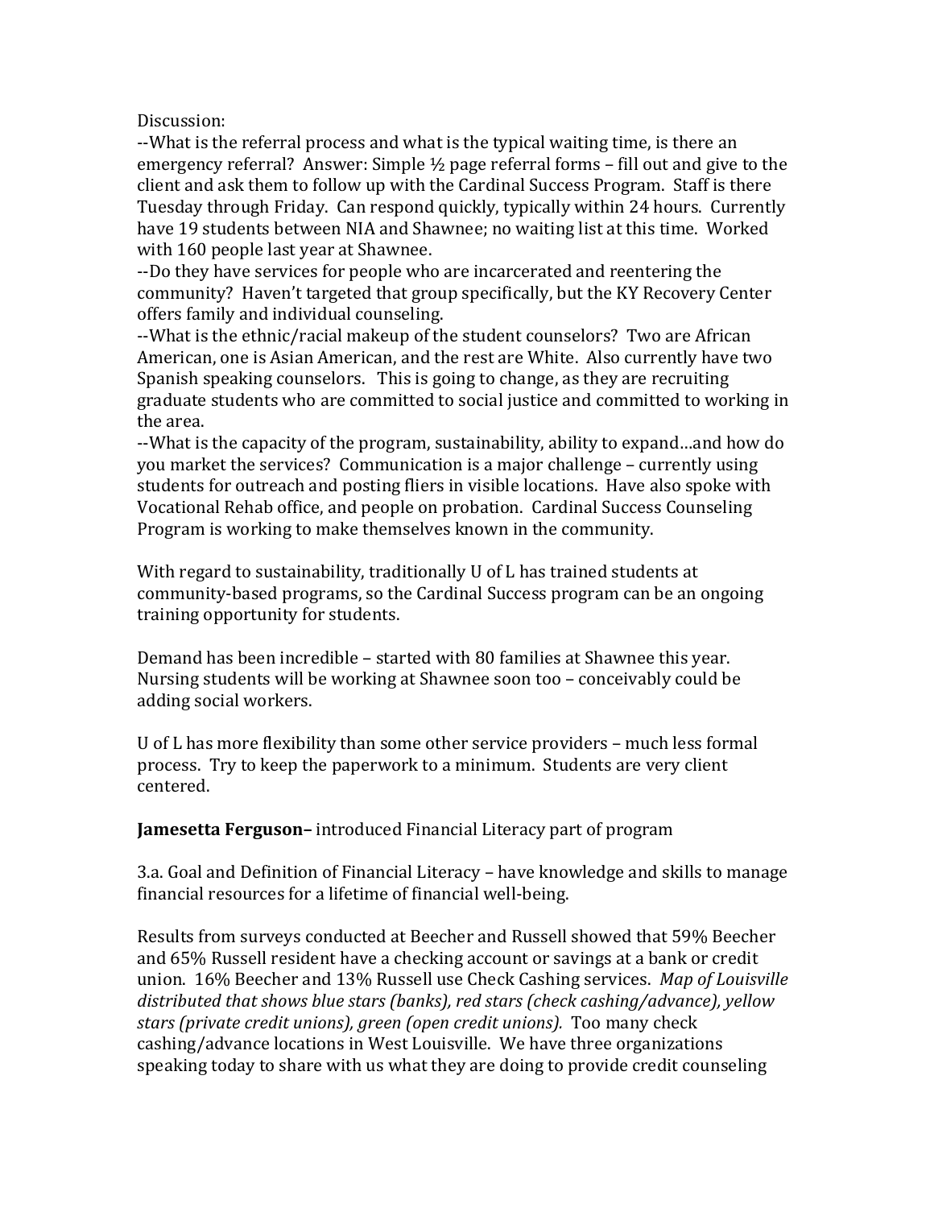Discussion:

--What is the referral process and what is the typical waiting time, is there an emergency referral? Answer: Simple ½ page referral forms – fill out and give to the client and ask them to follow up with the Cardinal Success Program. Staff is there Tuesday through Friday. Can respond quickly, typically within 24 hours. Currently have 19 students between NIA and Shawnee; no waiting list at this time. Worked with 160 people last year at Shawnee.

--Do they have services for people who are incarcerated and reentering the community? Haven't targeted that group specifically, but the KY Recovery Center offers family and individual counseling.

--What is the ethnic/racial makeup of the student counselors? Two are African American, one is Asian American, and the rest are White. Also currently have two Spanish speaking counselors. This is going to change, as they are recruiting graduate students who are committed to social justice and committed to working in the area.

--What is the capacity of the program, sustainability, ability to expand…and how do you market the services? Communication is a major challenge – currently using students for outreach and posting fliers in visible locations. Have also spoke with Vocational Rehab office, and people on probation. Cardinal Success Counseling Program is working to make themselves known in the community.

With regard to sustainability, traditionally U of L has trained students at community-based programs, so the Cardinal Success program can be an ongoing training opportunity for students.

Demand has been incredible – started with 80 families at Shawnee this year. Nursing students will be working at Shawnee soon too – conceivably could be adding social workers.

U of L has more flexibility than some other service providers – much less formal process. Try to keep the paperwork to a minimum. Students are very client centered.

**Jamesetta Ferguson–** introduced Financial Literacy part of program

3.a. Goal and Definition of Financial Literacy – have knowledge and skills to manage financial resources for a lifetime of financial well-being.

Results from surveys conducted at Beecher and Russell showed that 59% Beecher and 65% Russell resident have a checking account or savings at a bank or credit union. 16% Beecher and 13% Russell use Check Cashing services. *Map of Louisville distributed that shows blue stars (banks), red stars (check cashing/advance), yellow stars (private credit unions), green (open credit unions).* Too many check cashing/advance locations in West Louisville. We have three organizations speaking today to share with us what they are doing to provide credit counseling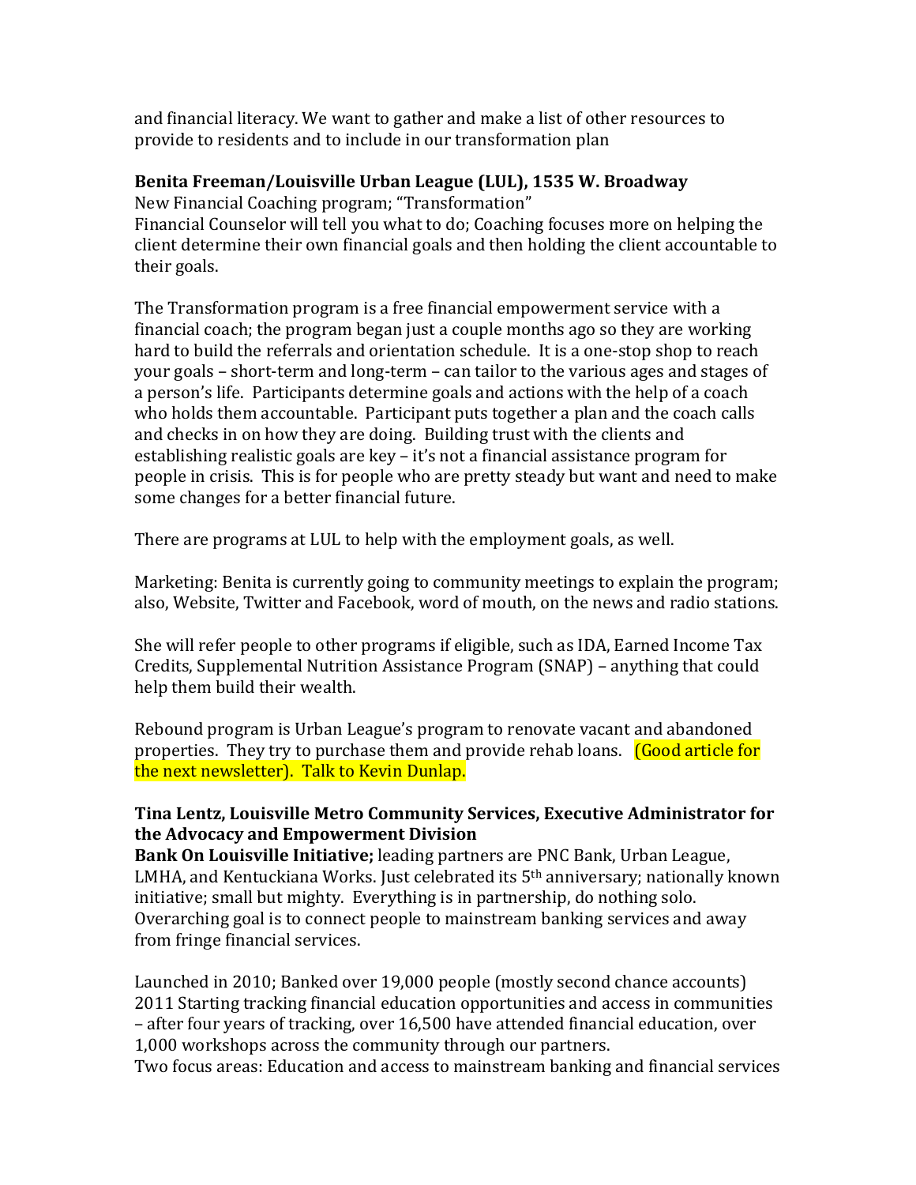and financial literacy. We want to gather and make a list of other resources to provide to residents and to include in our transformation plan

**Benita Freeman/Louisville Urban League (LUL), 1535 W. Broadway**
New Financial Coaching program; "Transformation"
Financial Counselor will tell you what to do; Coaching focuses more on helping the client determine their own financial goals and then holding the client accountable to their goals.

The Transformation program is a free financial empowerment service with a financial coach; the program began just a couple months ago so they are working hard to build the referrals and orientation schedule. It is a one-stop shop to reach your goals – short-term and long-term – can tailor to the various ages and stages of a person's life. Participants determine goals and actions with the help of a coach who holds them accountable. Participant puts together a plan and the coach calls and checks in on how they are doing. Building trust with the clients and establishing realistic goals are key – it's not a financial assistance program for people in crisis. This is for people who are pretty steady but want and need to make some changes for a better financial future.

There are programs at LUL to help with the employment goals, as well.

Marketing: Benita is currently going to community meetings to explain the program; also, Website, Twitter and Facebook, word of mouth, on the news and radio stations.

She will refer people to other programs if eligible, such as IDA, Earned Income Tax Credits, Supplemental Nutrition Assistance Program (SNAP) – anything that could help them build their wealth.

Rebound program is Urban League's program to renovate vacant and abandoned properties. They try to purchase them and provide rehab loans. (Good article for the next newsletter). Talk to Kevin Dunlap.

**Tina Lentz, Louisville Metro Community Services, Executive Administrator for the Advocacy and Empowerment Division**
**Bank On Louisville Initiative;** leading partners are PNC Bank, Urban League, LMHA, and Kentuckiana Works. Just celebrated its 5th anniversary; nationally known initiative; small but mighty. Everything is in partnership, do nothing solo. Overarching goal is to connect people to mainstream banking services and away from fringe financial services.

Launched in 2010; Banked over 19,000 people (mostly second chance accounts)
2011 Starting tracking financial education opportunities and access in communities – after four years of tracking, over 16,500 have attended financial education, over 1,000 workshops across the community through our partners.
Two focus areas: Education and access to mainstream banking and financial services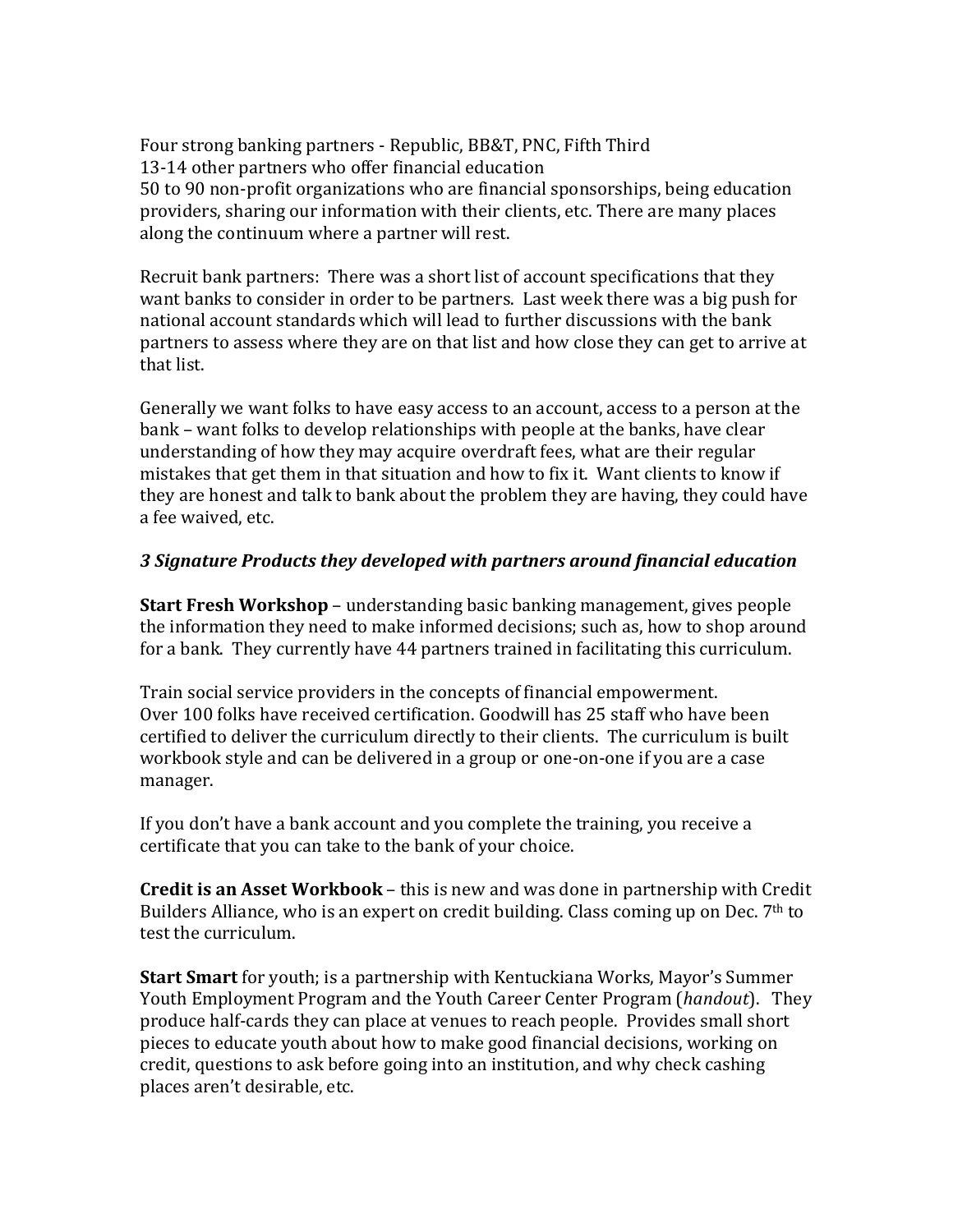Four strong banking partners - Republic, BB&T, PNC, Fifth Third
13-14 other partners who offer financial education
50 to 90 non-profit organizations who are financial sponsorships, being education providers, sharing our information with their clients, etc. There are many places along the continuum where a partner will rest.

Recruit bank partners: There was a short list of account specifications that they want banks to consider in order to be partners. Last week there was a big push for national account standards which will lead to further discussions with the bank partners to assess where they are on that list and how close they can get to arrive at that list.

Generally we want folks to have easy access to an account, access to a person at the bank – want folks to develop relationships with people at the banks, have clear understanding of how they may acquire overdraft fees, what are their regular mistakes that get them in that situation and how to fix it. Want clients to know if they are honest and talk to bank about the problem they are having, they could have a fee waived, etc.

***3 Signature Products they developed with partners around financial education***

**Start Fresh Workshop** – understanding basic banking management, gives people the information they need to make informed decisions; such as, how to shop around for a bank. They currently have 44 partners trained in facilitating this curriculum.

Train social service providers in the concepts of financial empowerment.
Over 100 folks have received certification. Goodwill has 25 staff who have been certified to deliver the curriculum directly to their clients. The curriculum is built workbook style and can be delivered in a group or one-on-one if you are a case manager.

If you don't have a bank account and you complete the training, you receive a certificate that you can take to the bank of your choice.

**Credit is an Asset Workbook** – this is new and was done in partnership with Credit Builders Alliance, who is an expert on credit building. Class coming up on Dec. 7th to test the curriculum.

**Start Smart** for youth; is a partnership with Kentuckiana Works, Mayor's Summer Youth Employment Program and the Youth Career Center Program (*handout*). They produce half-cards they can place at venues to reach people. Provides small short pieces to educate youth about how to make good financial decisions, working on credit, questions to ask before going into an institution, and why check cashing places aren't desirable, etc.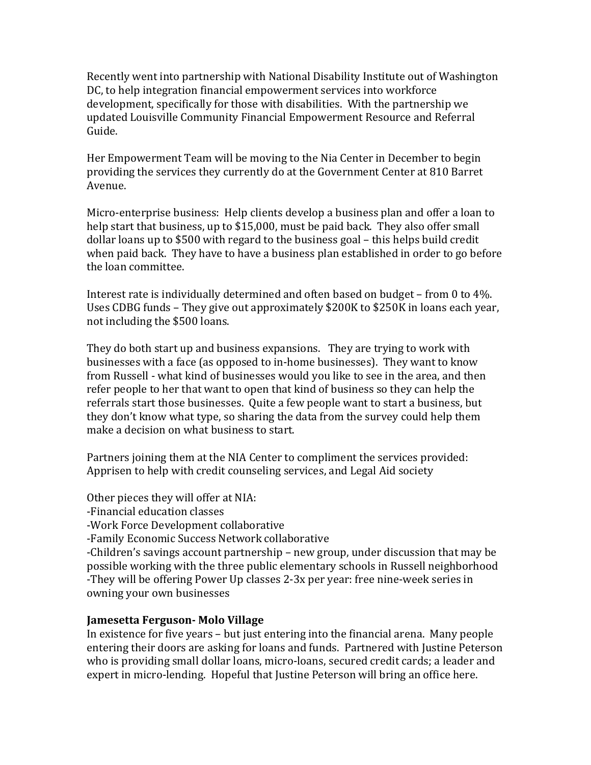Recently went into partnership with National Disability Institute out of Washington DC, to help integration financial empowerment services into workforce development, specifically for those with disabilities. With the partnership we updated Louisville Community Financial Empowerment Resource and Referral Guide.

Her Empowerment Team will be moving to the Nia Center in December to begin providing the services they currently do at the Government Center at 810 Barret Avenue.

Micro-enterprise business: Help clients develop a business plan and offer a loan to help start that business, up to $15,000, must be paid back. They also offer small dollar loans up to $500 with regard to the business goal – this helps build credit when paid back. They have to have a business plan established in order to go before the loan committee.

Interest rate is individually determined and often based on budget – from 0 to 4%. Uses CDBG funds – They give out approximately $200K to $250K in loans each year, not including the $500 loans.

They do both start up and business expansions. They are trying to work with businesses with a face (as opposed to in-home businesses). They want to know from Russell - what kind of businesses would you like to see in the area, and then refer people to her that want to open that kind of business so they can help the referrals start those businesses. Quite a few people want to start a business, but they don't know what type, so sharing the data from the survey could help them make a decision on what business to start.

Partners joining them at the NIA Center to compliment the services provided: Apprisen to help with credit counseling services, and Legal Aid society

Other pieces they will offer at NIA:
-Financial education classes
-Work Force Development collaborative
-Family Economic Success Network collaborative
-Children's savings account partnership – new group, under discussion that may be possible working with the three public elementary schools in Russell neighborhood
-They will be offering Power Up classes 2-3x per year: free nine-week series in owning your own businesses

**Jamesetta Ferguson- Molo Village**
In existence for five years – but just entering into the financial arena. Many people entering their doors are asking for loans and funds. Partnered with Justine Peterson who is providing small dollar loans, micro-loans, secured credit cards; a leader and expert in micro-lending. Hopeful that Justine Peterson will bring an office here.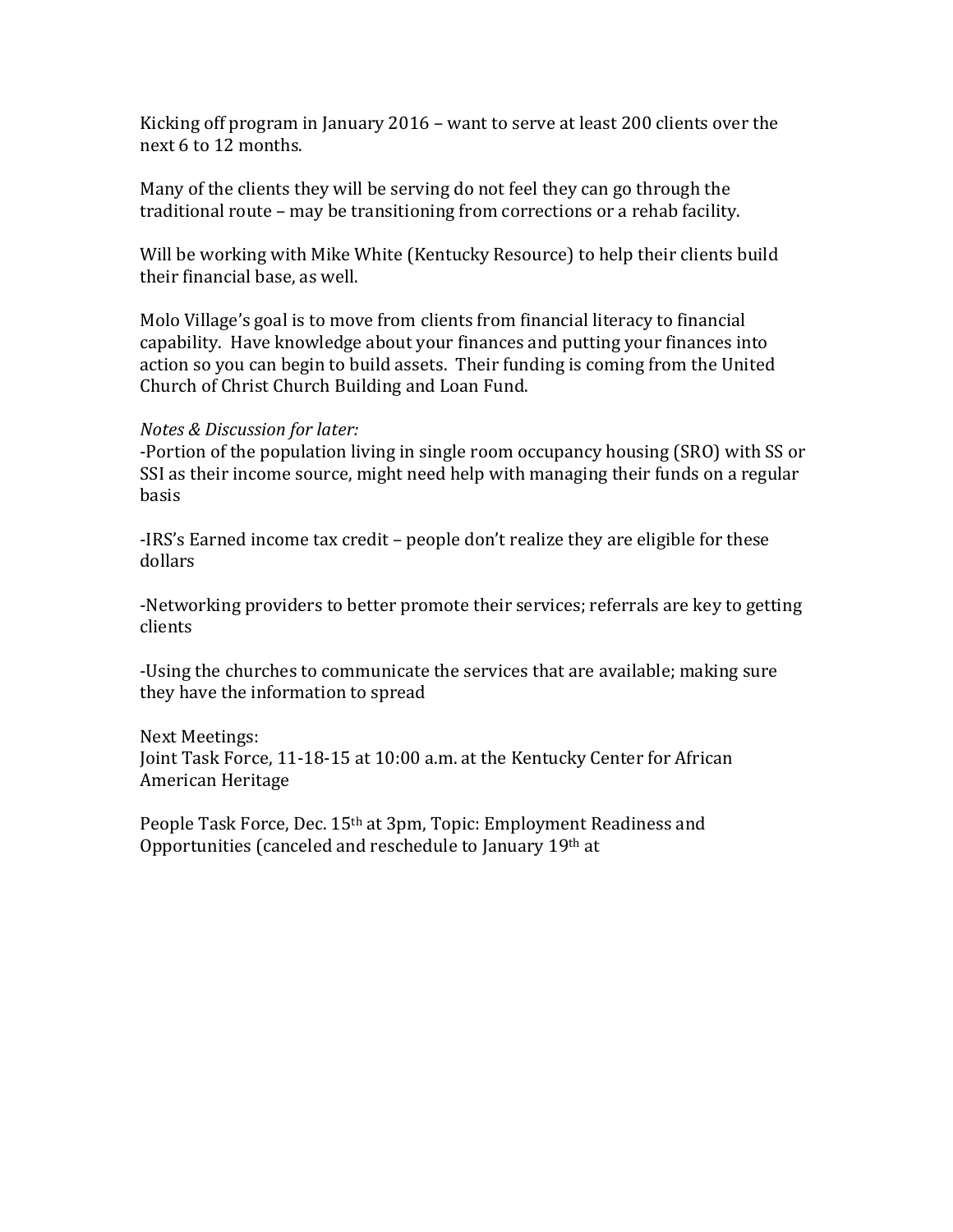Kicking off program in January 2016 – want to serve at least 200 clients over the next 6 to 12 months.

Many of the clients they will be serving do not feel they can go through the traditional route – may be transitioning from corrections or a rehab facility.

Will be working with Mike White (Kentucky Resource) to help their clients build their financial base, as well.

Molo Village's goal is to move from clients from financial literacy to financial capability. Have knowledge about your finances and putting your finances into action so you can begin to build assets. Their funding is coming from the United Church of Christ Church Building and Loan Fund.

*Notes & Discussion for later:*

-Portion of the population living in single room occupancy housing (SRO) with SS or SSI as their income source, might need help with managing their funds on a regular basis

-IRS's Earned income tax credit – people don't realize they are eligible for these dollars

-Networking providers to better promote their services; referrals are key to getting clients

-Using the churches to communicate the services that are available; making sure they have the information to spread

Next Meetings:
Joint Task Force, 11-18-15 at 10:00 a.m. at the Kentucky Center for African American Heritage

People Task Force, Dec. 15th at 3pm, Topic: Employment Readiness and Opportunities (canceled and reschedule to January 19th at